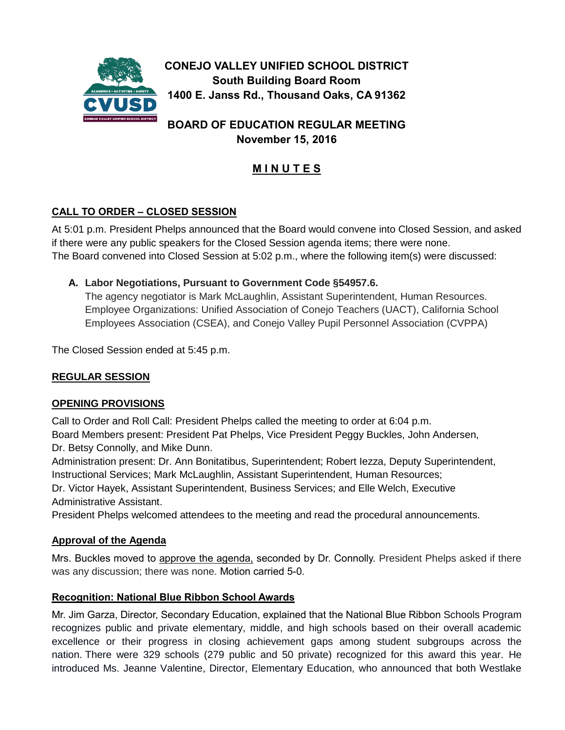# CONEJO VALLEY UNIFIED SCHOOL DISTRICT
## South Building Board Room
## 1400 E. Janss Rd., Thousand Oaks, CA 91362

## BOARD OF EDUCATION REGULAR MEETING
## November 15, 2016

## MINUTES

### CALL TO ORDER – CLOSED SESSION

At 5:01 p.m. President Phelps announced that the Board would convene into Closed Session, and asked if there were any public speakers for the Closed Session agenda items; there were none.
The Board convened into Closed Session at 5:02 p.m., where the following item(s) were discussed:

**A. Labor Negotiations, Pursuant to Government Code §54957.6.**
The agency negotiator is Mark McLaughlin, Assistant Superintendent, Human Resources. Employee Organizations: Unified Association of Conejo Teachers (UACT), California School Employees Association (CSEA), and Conejo Valley Pupil Personnel Association (CVPPA)

The Closed Session ended at 5:45 p.m.

### REGULAR SESSION

### OPENING PROVISIONS

Call to Order and Roll Call: President Phelps called the meeting to order at 6:04 p.m.
Board Members present: President Pat Phelps, Vice President Peggy Buckles, John Andersen, Dr. Betsy Connolly, and Mike Dunn.
Administration present: Dr. Ann Bonitatibus, Superintendent; Robert Iezza, Deputy Superintendent, Instructional Services; Mark McLaughlin, Assistant Superintendent, Human Resources; Dr. Victor Hayek, Assistant Superintendent, Business Services; and Elle Welch, Executive Administrative Assistant.
President Phelps welcomed attendees to the meeting and read the procedural announcements.

### Approval of the Agenda

Mrs. Buckles moved to approve the agenda, seconded by Dr. Connolly. President Phelps asked if there was any discussion; there was none. Motion carried 5-0.

### Recognition: National Blue Ribbon School Awards

Mr. Jim Garza, Director, Secondary Education, explained that the National Blue Ribbon Schools Program recognizes public and private elementary, middle, and high schools based on their overall academic excellence or their progress in closing achievement gaps among student subgroups across the nation. There were 329 schools (279 public and 50 private) recognized for this award this year. He introduced Ms. Jeanne Valentine, Director, Elementary Education, who announced that both Westlake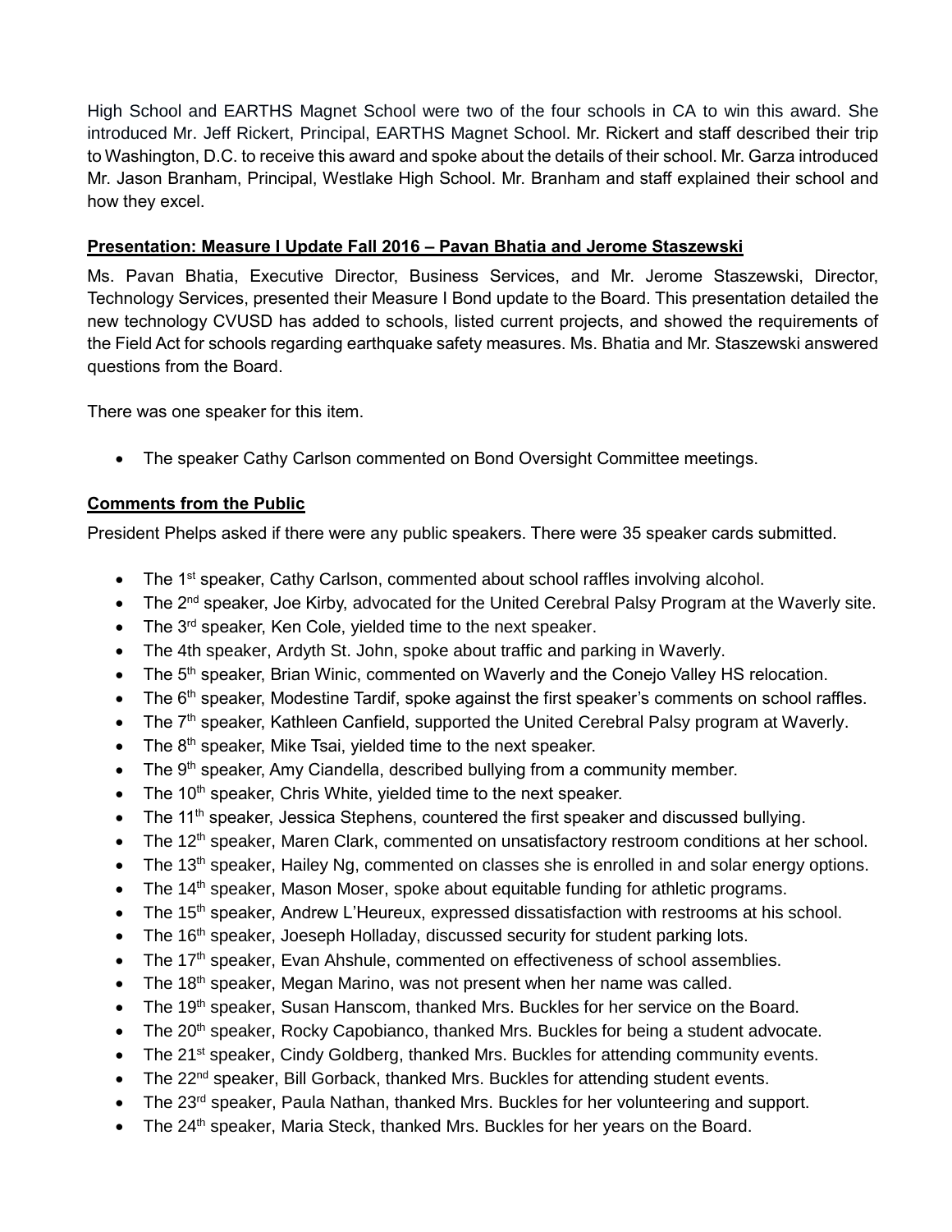High School and EARTHS Magnet School were two of the four schools in CA to win this award. She introduced Mr. Jeff Rickert, Principal, EARTHS Magnet School. Mr. Rickert and staff described their trip to Washington, D.C. to receive this award and spoke about the details of their school. Mr. Garza introduced Mr. Jason Branham, Principal, Westlake High School. Mr. Branham and staff explained their school and how they excel.

**Presentation: Measure I Update Fall 2016 – Pavan Bhatia and Jerome Staszewski**

Ms. Pavan Bhatia, Executive Director, Business Services, and Mr. Jerome Staszewski, Director, Technology Services, presented their Measure I Bond update to the Board. This presentation detailed the new technology CVUSD has added to schools, listed current projects, and showed the requirements of the Field Act for schools regarding earthquake safety measures. Ms. Bhatia and Mr. Staszewski answered questions from the Board.

There was one speaker for this item.

- The speaker Cathy Carlson commented on Bond Oversight Committee meetings.

**Comments from the Public**

President Phelps asked if there were any public speakers. There were 35 speaker cards submitted.

- The 1st speaker, Cathy Carlson, commented about school raffles involving alcohol.
- The 2nd speaker, Joe Kirby, advocated for the United Cerebral Palsy Program at the Waverly site.
- The 3rd speaker, Ken Cole, yielded time to the next speaker.
- The 4th speaker, Ardyth St. John, spoke about traffic and parking in Waverly.
- The 5th speaker, Brian Winic, commented on Waverly and the Conejo Valley HS relocation.
- The 6th speaker, Modestine Tardif, spoke against the first speaker's comments on school raffles.
- The 7th speaker, Kathleen Canfield, supported the United Cerebral Palsy program at Waverly.
- The 8th speaker, Mike Tsai, yielded time to the next speaker.
- The 9th speaker, Amy Ciandella, described bullying from a community member.
- The 10th speaker, Chris White, yielded time to the next speaker.
- The 11th speaker, Jessica Stephens, countered the first speaker and discussed bullying.
- The 12th speaker, Maren Clark, commented on unsatisfactory restroom conditions at her school.
- The 13th speaker, Hailey Ng, commented on classes she is enrolled in and solar energy options.
- The 14th speaker, Mason Moser, spoke about equitable funding for athletic programs.
- The 15th speaker, Andrew L'Heureux, expressed dissatisfaction with restrooms at his school.
- The 16th speaker, Joeseph Holladay, discussed security for student parking lots.
- The 17th speaker, Evan Ahshule, commented on effectiveness of school assemblies.
- The 18th speaker, Megan Marino, was not present when her name was called.
- The 19th speaker, Susan Hanscom, thanked Mrs. Buckles for her service on the Board.
- The 20th speaker, Rocky Capobianco, thanked Mrs. Buckles for being a student advocate.
- The 21st speaker, Cindy Goldberg, thanked Mrs. Buckles for attending community events.
- The 22nd speaker, Bill Gorback, thanked Mrs. Buckles for attending student events.
- The 23rd speaker, Paula Nathan, thanked Mrs. Buckles for her volunteering and support.
- The 24th speaker, Maria Steck, thanked Mrs. Buckles for her years on the Board.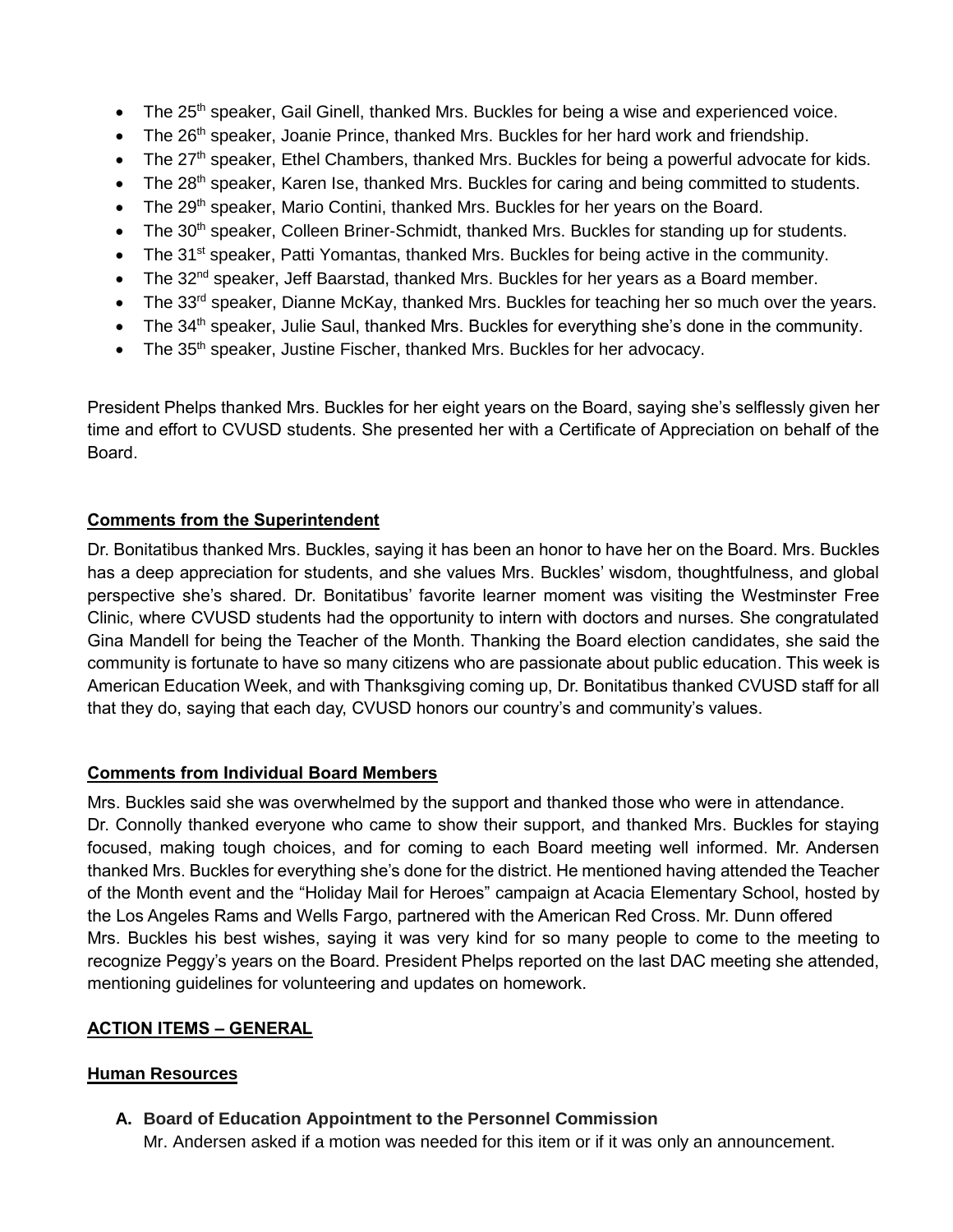- The 25th speaker, Gail Ginell, thanked Mrs. Buckles for being a wise and experienced voice.
- The 26th speaker, Joanie Prince, thanked Mrs. Buckles for her hard work and friendship.
- The 27th speaker, Ethel Chambers, thanked Mrs. Buckles for being a powerful advocate for kids.
- The 28th speaker, Karen Ise, thanked Mrs. Buckles for caring and being committed to students.
- The 29th speaker, Mario Contini, thanked Mrs. Buckles for her years on the Board.
- The 30th speaker, Colleen Briner-Schmidt, thanked Mrs. Buckles for standing up for students.
- The 31st speaker, Patti Yomantas, thanked Mrs. Buckles for being active in the community.
- The 32nd speaker, Jeff Baarstad, thanked Mrs. Buckles for her years as a Board member.
- The 33rd speaker, Dianne McKay, thanked Mrs. Buckles for teaching her so much over the years.
- The 34th speaker, Julie Saul, thanked Mrs. Buckles for everything she's done in the community.
- The 35th speaker, Justine Fischer, thanked Mrs. Buckles for her advocacy.

President Phelps thanked Mrs. Buckles for her eight years on the Board, saying she's selflessly given her time and effort to CVUSD students. She presented her with a Certificate of Appreciation on behalf of the Board.

## Comments from the Superintendent

Dr. Bonitatibus thanked Mrs. Buckles, saying it has been an honor to have her on the Board. Mrs. Buckles has a deep appreciation for students, and she values Mrs. Buckles' wisdom, thoughtfulness, and global perspective she's shared. Dr. Bonitatibus' favorite learner moment was visiting the Westminster Free Clinic, where CVUSD students had the opportunity to intern with doctors and nurses. She congratulated Gina Mandell for being the Teacher of the Month. Thanking the Board election candidates, she said the community is fortunate to have so many citizens who are passionate about public education. This week is American Education Week, and with Thanksgiving coming up, Dr. Bonitatibus thanked CVUSD staff for all that they do, saying that each day, CVUSD honors our country's and community's values.

## Comments from Individual Board Members

Mrs. Buckles said she was overwhelmed by the support and thanked those who were in attendance. Dr. Connolly thanked everyone who came to show their support, and thanked Mrs. Buckles for staying focused, making tough choices, and for coming to each Board meeting well informed. Mr. Andersen thanked Mrs. Buckles for everything she's done for the district. He mentioned having attended the Teacher of the Month event and the "Holiday Mail for Heroes" campaign at Acacia Elementary School, hosted by the Los Angeles Rams and Wells Fargo, partnered with the American Red Cross. Mr. Dunn offered Mrs. Buckles his best wishes, saying it was very kind for so many people to come to the meeting to recognize Peggy's years on the Board. President Phelps reported on the last DAC meeting she attended, mentioning guidelines for volunteering and updates on homework.

## ACTION ITEMS – GENERAL

### Human Resources

**A. Board of Education Appointment to the Personnel Commission**
Mr. Andersen asked if a motion was needed for this item or if it was only an announcement.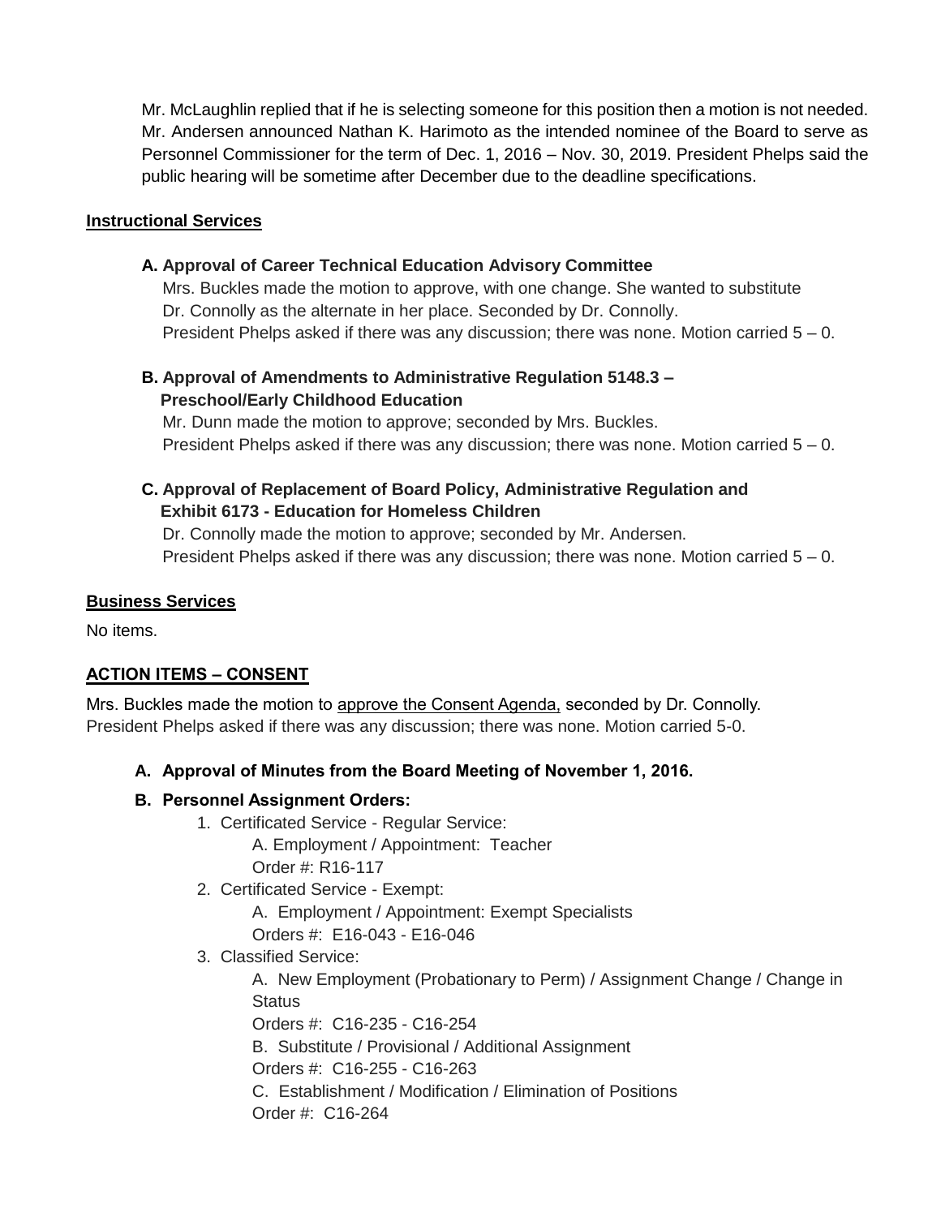Mr. McLaughlin replied that if he is selecting someone for this position then a motion is not needed. Mr. Andersen announced Nathan K. Harimoto as the intended nominee of the Board to serve as Personnel Commissioner for the term of Dec. 1, 2016 – Nov. 30, 2019. President Phelps said the public hearing will be sometime after December due to the deadline specifications.

**Instructional Services**

**A. Approval of Career Technical Education Advisory Committee**

Mrs. Buckles made the motion to approve, with one change. She wanted to substitute Dr. Connolly as the alternate in her place. Seconded by Dr. Connolly.
President Phelps asked if there was any discussion; there was none. Motion carried 5 – 0.

**B. Approval of Amendments to Administrative Regulation 5148.3 – Preschool/Early Childhood Education**

Mr. Dunn made the motion to approve; seconded by Mrs. Buckles.
President Phelps asked if there was any discussion; there was none. Motion carried 5 – 0.

**C. Approval of Replacement of Board Policy, Administrative Regulation and Exhibit 6173 - Education for Homeless Children**

Dr. Connolly made the motion to approve; seconded by Mr. Andersen.
President Phelps asked if there was any discussion; there was none. Motion carried 5 – 0.

**Business Services**

No items.

**ACTION ITEMS – CONSENT**

Mrs. Buckles made the motion to approve the Consent Agenda, seconded by Dr. Connolly.
President Phelps asked if there was any discussion; there was none. Motion carried 5-0.

**A. Approval of Minutes from the Board Meeting of November 1, 2016.**

**B. Personnel Assignment Orders:**

1. Certificated Service - Regular Service:
   A. Employment / Appointment: Teacher
   Order #: R16-117
2. Certificated Service - Exempt:
   A. Employment / Appointment: Exempt Specialists
   Orders #: E16-043 - E16-046
3. Classified Service:
   A. New Employment (Probationary to Perm) / Assignment Change / Change in Status
   Orders #: C16-235 - C16-254
   B. Substitute / Provisional / Additional Assignment
   Orders #: C16-255 - C16-263
   C. Establishment / Modification / Elimination of Positions
   Order #: C16-264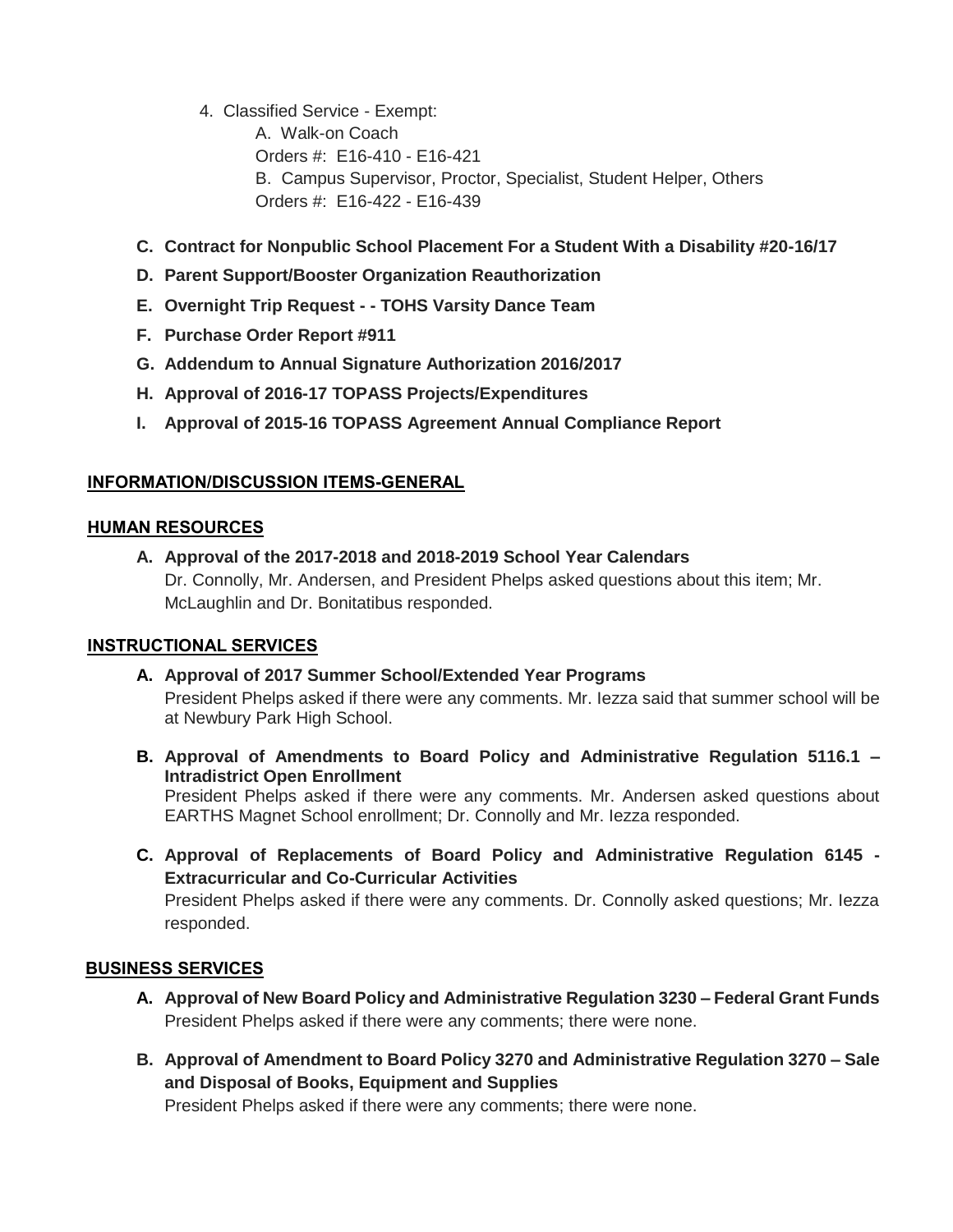4. Classified Service - Exempt:
   - A. Walk-on Coach
     Orders #: E16-410 - E16-421
   - B. Campus Supervisor, Proctor, Specialist, Student Helper, Others
     Orders #: E16-422 - E16-439

**C. Contract for Nonpublic School Placement For a Student With a Disability #20-16/17**

**D. Parent Support/Booster Organization Reauthorization**

**E. Overnight Trip Request - - TOHS Varsity Dance Team**

**F. Purchase Order Report #911**

**G. Addendum to Annual Signature Authorization 2016/2017**

**H. Approval of 2016-17 TOPASS Projects/Expenditures**

**I. Approval of 2015-16 TOPASS Agreement Annual Compliance Report**

## INFORMATION/DISCUSSION ITEMS-GENERAL

### HUMAN RESOURCES

**A. Approval of the 2017-2018 and 2018-2019 School Year Calendars**
Dr. Connolly, Mr. Andersen, and President Phelps asked questions about this item; Mr. McLaughlin and Dr. Bonitatibus responded.

### INSTRUCTIONAL SERVICES

**A. Approval of 2017 Summer School/Extended Year Programs**
President Phelps asked if there were any comments. Mr. Iezza said that summer school will be at Newbury Park High School.

**B. Approval of Amendments to Board Policy and Administrative Regulation 5116.1 – Intradistrict Open Enrollment**
President Phelps asked if there were any comments. Mr. Andersen asked questions about EARTHS Magnet School enrollment; Dr. Connolly and Mr. Iezza responded.

**C. Approval of Replacements of Board Policy and Administrative Regulation 6145 - Extracurricular and Co-Curricular Activities**
President Phelps asked if there were any comments. Dr. Connolly asked questions; Mr. Iezza responded.

### BUSINESS SERVICES

**A. Approval of New Board Policy and Administrative Regulation 3230 – Federal Grant Funds**
President Phelps asked if there were any comments; there were none.

**B. Approval of Amendment to Board Policy 3270 and Administrative Regulation 3270 – Sale and Disposal of Books, Equipment and Supplies**
President Phelps asked if there were any comments; there were none.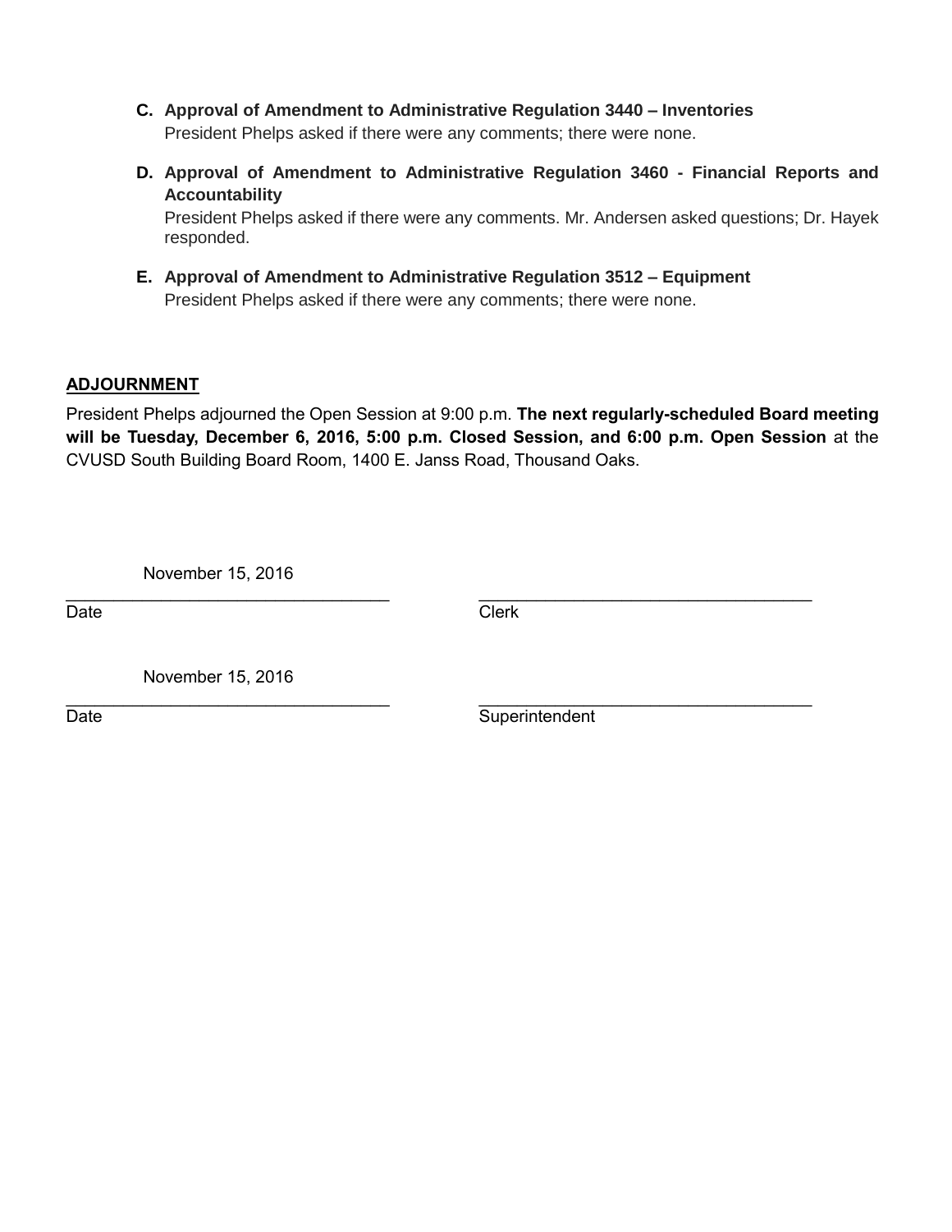**C. Approval of Amendment to Administrative Regulation 3440 – Inventories**
President Phelps asked if there were any comments; there were none.

**D. Approval of Amendment to Administrative Regulation 3460 - Financial Reports and Accountability**
President Phelps asked if there were any comments. Mr. Andersen asked questions; Dr. Hayek responded.

**E. Approval of Amendment to Administrative Regulation 3512 – Equipment**
President Phelps asked if there were any comments; there were none.

## ADJOURNMENT

President Phelps adjourned the Open Session at 9:00 p.m. **The next regularly-scheduled Board meeting will be Tuesday, December 6, 2016, 5:00 p.m. Closed Session, and 6:00 p.m. Open Session** at the CVUSD South Building Board Room, 1400 E. Janss Road, Thousand Oaks.

November 15, 2016
\_\_\_\_\_\_\_\_\_\_\_\_\_\_\_\_\_\_\_\_\_\_\_\_\_\_\_\_\_\_ \_\_\_\_\_\_\_\_\_\_\_\_\_\_\_\_\_\_\_\_\_\_\_\_\_\_\_\_\_\_
Date Clerk

November 15, 2016
\_\_\_\_\_\_\_\_\_\_\_\_\_\_\_\_\_\_\_\_\_\_\_\_\_\_\_\_\_\_ \_\_\_\_\_\_\_\_\_\_\_\_\_\_\_\_\_\_\_\_\_\_\_\_\_\_\_\_\_\_
Date Superintendent